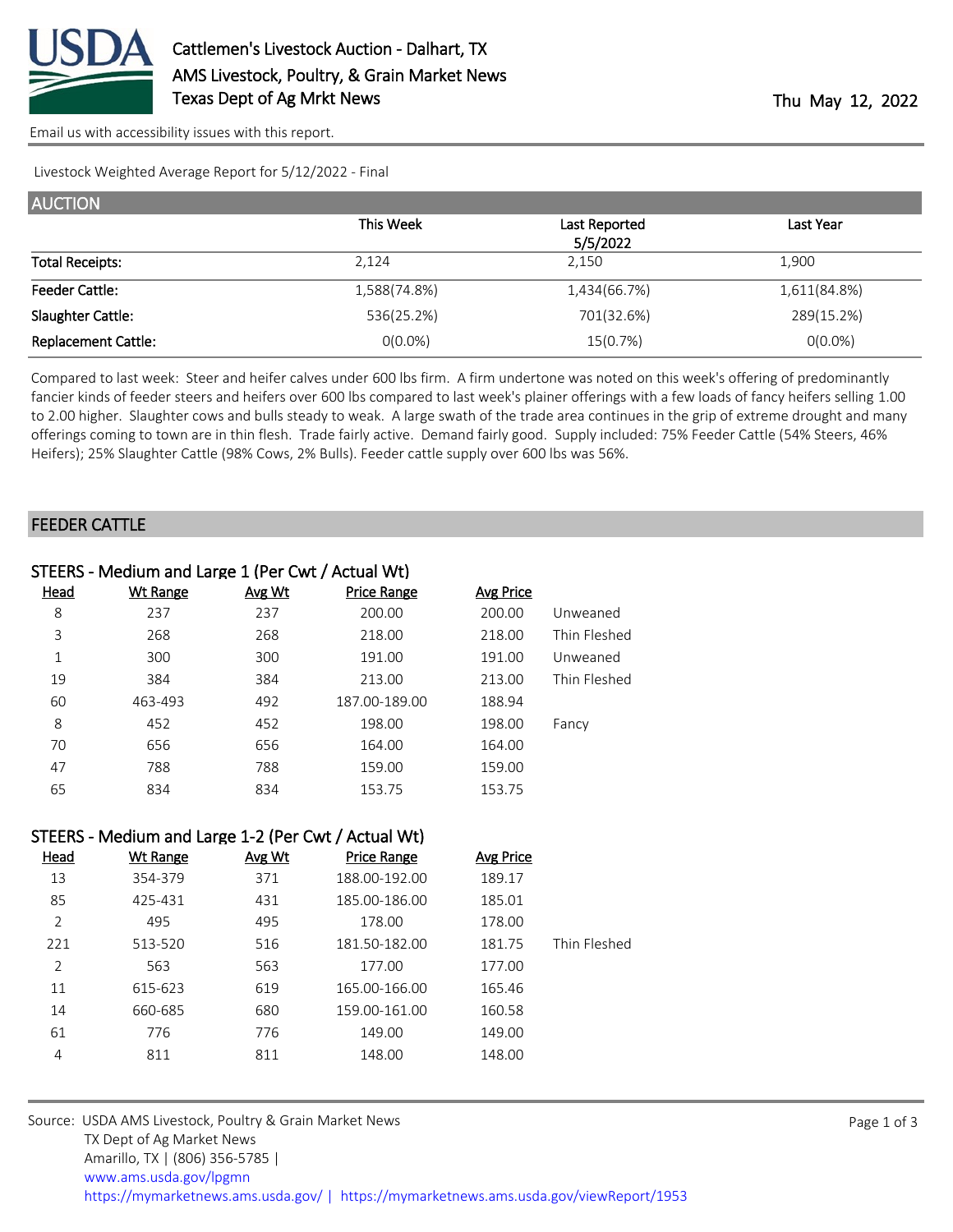# Cattlemen's Livestock Auction - Dalhart, TX
AMS Livestock, Poultry, & Grain Market News
Texas Dept of Ag Mrkt News

Thu May 12, 2022

Email us with accessibility issues with this report.

Livestock Weighted Average Report for 5/12/2022 - Final

## AUCTION

| | This Week | Last Reported 5/5/2022 | Last Year |
|---|---|---|---|
| Total Receipts: | 2,124 | 2,150 | 1,900 |
| Feeder Cattle: | 1,588(74.8%) | 1,434(66.7%) | 1,611(84.8%) |
| Slaughter Cattle: | 536(25.2%) | 701(32.6%) | 289(15.2%) |
| Replacement Cattle: | 0(0.0%) | 15(0.7%) | 0(0.0%) |

Compared to last week: Steer and heifer calves under 600 lbs firm. A firm undertone was noted on this week's offering of predominantly fancier kinds of feeder steers and heifers over 600 lbs compared to last week's plainer offerings with a few loads of fancy heifers selling 1.00 to 2.00 higher. Slaughter cows and bulls steady to weak. A large swath of the trade area continues in the grip of extreme drought and many offerings coming to town are in thin flesh. Trade fairly active. Demand fairly good. Supply included: 75% Feeder Cattle (54% Steers, 46% Heifers); 25% Slaughter Cattle (98% Cows, 2% Bulls). Feeder cattle supply over 600 lbs was 56%.

## FEEDER CATTLE

### STEERS - Medium and Large 1 (Per Cwt / Actual Wt)

| Head | Wt Range | Avg Wt | Price Range | Avg Price | |
|---|---|---|---|---|---|
| 8 | 237 | 237 | 200.00 | 200.00 | Unweaned |
| 3 | 268 | 268 | 218.00 | 218.00 | Thin Fleshed |
| 1 | 300 | 300 | 191.00 | 191.00 | Unweaned |
| 19 | 384 | 384 | 213.00 | 213.00 | Thin Fleshed |
| 60 | 463-493 | 492 | 187.00-189.00 | 188.94 | |
| 8 | 452 | 452 | 198.00 | 198.00 | Fancy |
| 70 | 656 | 656 | 164.00 | 164.00 | |
| 47 | 788 | 788 | 159.00 | 159.00 | |
| 65 | 834 | 834 | 153.75 | 153.75 | |

### STEERS - Medium and Large 1-2 (Per Cwt / Actual Wt)

| Head | Wt Range | Avg Wt | Price Range | Avg Price | |
|---|---|---|---|---|---|
| 13 | 354-379 | 371 | 188.00-192.00 | 189.17 | |
| 85 | 425-431 | 431 | 185.00-186.00 | 185.01 | |
| 2 | 495 | 495 | 178.00 | 178.00 | |
| 221 | 513-520 | 516 | 181.50-182.00 | 181.75 | Thin Fleshed |
| 2 | 563 | 563 | 177.00 | 177.00 | |
| 11 | 615-623 | 619 | 165.00-166.00 | 165.46 | |
| 14 | 660-685 | 680 | 159.00-161.00 | 160.58 | |
| 61 | 776 | 776 | 149.00 | 149.00 | |
| 4 | 811 | 811 | 148.00 | 148.00 | |

Source: USDA AMS Livestock, Poultry & Grain Market News
TX Dept of Ag Market News
Amarillo, TX | (806) 356-5785 |
www.ams.usda.gov/lpgmn
https://mymarketnews.ams.usda.gov/ | https://mymarketnews.ams.usda.gov/viewReport/1953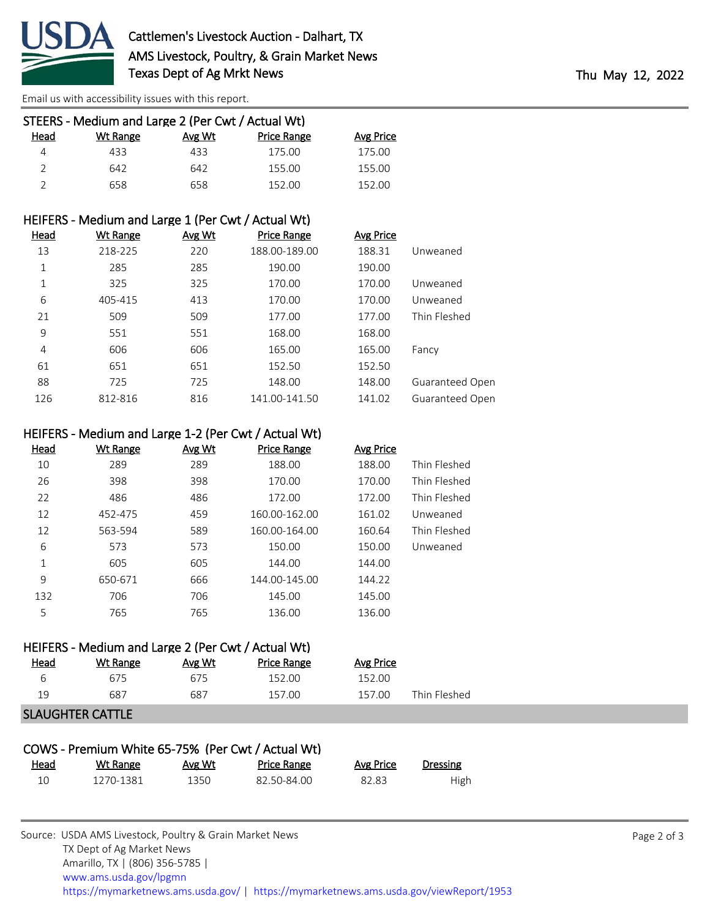Email us with accessibility issues with this report.

### STEERS - Medium and Large 2 (Per Cwt / Actual Wt)

| Head | Wt Range | Avg Wt | Price Range | Avg Price |
|---|---|---|---|---|
| 4 | 433 | 433 | 175.00 | 175.00 |
| 2 | 642 | 642 | 155.00 | 155.00 |
| 2 | 658 | 658 | 152.00 | 152.00 |

### HEIFERS - Medium and Large 1 (Per Cwt / Actual Wt)

| Head | Wt Range | Avg Wt | Price Range | Avg Price | |
|---|---|---|---|---|---|
| 13 | 218-225 | 220 | 188.00-189.00 | 188.31 | Unweaned |
| 1 | 285 | 285 | 190.00 | 190.00 | |
| 1 | 325 | 325 | 170.00 | 170.00 | Unweaned |
| 6 | 405-415 | 413 | 170.00 | 170.00 | Unweaned |
| 21 | 509 | 509 | 177.00 | 177.00 | Thin Fleshed |
| 9 | 551 | 551 | 168.00 | 168.00 | |
| 4 | 606 | 606 | 165.00 | 165.00 | Fancy |
| 61 | 651 | 651 | 152.50 | 152.50 | |
| 88 | 725 | 725 | 148.00 | 148.00 | Guaranteed Open |
| 126 | 812-816 | 816 | 141.00-141.50 | 141.02 | Guaranteed Open |

### HEIFERS - Medium and Large 1-2 (Per Cwt / Actual Wt)

| Head | Wt Range | Avg Wt | Price Range | Avg Price | |
|---|---|---|---|---|---|
| 10 | 289 | 289 | 188.00 | 188.00 | Thin Fleshed |
| 26 | 398 | 398 | 170.00 | 170.00 | Thin Fleshed |
| 22 | 486 | 486 | 172.00 | 172.00 | Thin Fleshed |
| 12 | 452-475 | 459 | 160.00-162.00 | 161.02 | Unweaned |
| 12 | 563-594 | 589 | 160.00-164.00 | 160.64 | Thin Fleshed |
| 6 | 573 | 573 | 150.00 | 150.00 | Unweaned |
| 1 | 605 | 605 | 144.00 | 144.00 | |
| 9 | 650-671 | 666 | 144.00-145.00 | 144.22 | |
| 132 | 706 | 706 | 145.00 | 145.00 | |
| 5 | 765 | 765 | 136.00 | 136.00 | |

### HEIFERS - Medium and Large 2 (Per Cwt / Actual Wt)

| Head | Wt Range | Avg Wt | Price Range | Avg Price | |
|---|---|---|---|---|---|
| 6 | 675 | 675 | 152.00 | 152.00 | |
| 19 | 687 | 687 | 157.00 | 157.00 | Thin Fleshed |

## SLAUGHTER CATTLE

### COWS - Premium White 65-75% (Per Cwt / Actual Wt)

| Head | Wt Range | Avg Wt | Price Range | Avg Price | Dressing |
|---|---|---|---|---|---|
| 10 | 1270-1381 | 1350 | 82.50-84.00 | 82.83 | High |

Source: USDA AMS Livestock, Poultry & Grain Market News
TX Dept of Ag Market News
Amarillo, TX | (806) 356-5785 |
www.ams.usda.gov/lpgmn
https://mymarketnews.ams.usda.gov/ | https://mymarketnews.ams.usda.gov/viewReport/1953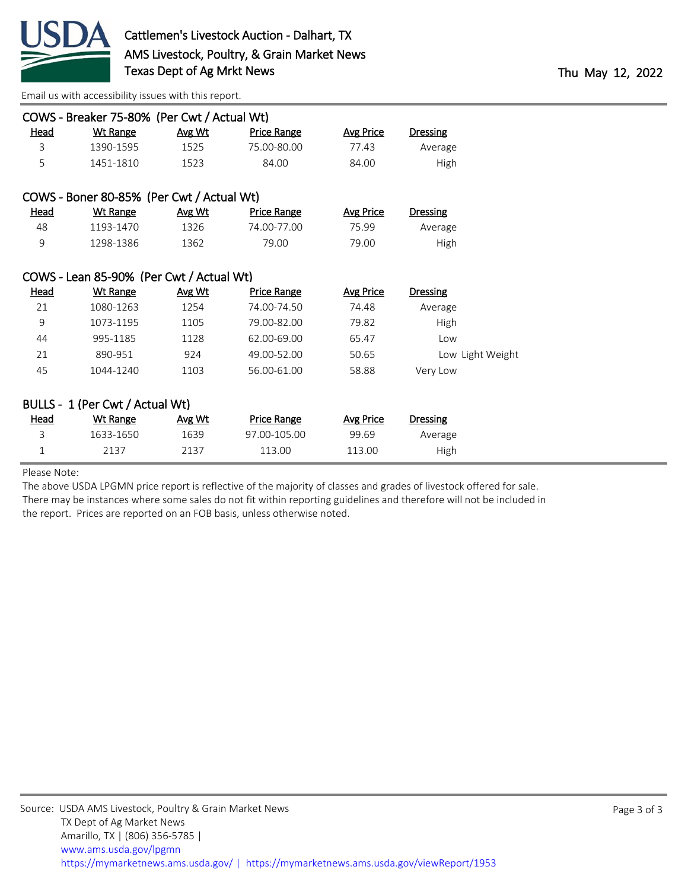# Cattlemen's Livestock Auction - Dalhart, TX
## AMS Livestock, Poultry, & Grain Market News
## Texas Dept of Ag Mrkt News

Thu May 12, 2022

Email us with accessibility issues with this report.

### COWS - Breaker 75-80% (Per Cwt / Actual Wt)

| Head | Wt Range | Avg Wt | Price Range | Avg Price | Dressing |
|---|---|---|---|---|---|
| 3 | 1390-1595 | 1525 | 75.00-80.00 | 77.43 | Average |
| 5 | 1451-1810 | 1523 | 84.00 | 84.00 | High |

### COWS - Boner 80-85% (Per Cwt / Actual Wt)

| Head | Wt Range | Avg Wt | Price Range | Avg Price | Dressing |
|---|---|---|---|---|---|
| 48 | 1193-1470 | 1326 | 74.00-77.00 | 75.99 | Average |
| 9 | 1298-1386 | 1362 | 79.00 | 79.00 | High |

### COWS - Lean 85-90% (Per Cwt / Actual Wt)

| Head | Wt Range | Avg Wt | Price Range | Avg Price | Dressing |
|---|---|---|---|---|---|
| 21 | 1080-1263 | 1254 | 74.00-74.50 | 74.48 | Average |
| 9 | 1073-1195 | 1105 | 79.00-82.00 | 79.82 | High |
| 44 | 995-1185 | 1128 | 62.00-69.00 | 65.47 | Low |
| 21 | 890-951 | 924 | 49.00-52.00 | 50.65 | Low Light Weight |
| 45 | 1044-1240 | 1103 | 56.00-61.00 | 58.88 | Very Low |

### BULLS - 1 (Per Cwt / Actual Wt)

| Head | Wt Range | Avg Wt | Price Range | Avg Price | Dressing |
|---|---|---|---|---|---|
| 3 | 1633-1650 | 1639 | 97.00-105.00 | 99.69 | Average |
| 1 | 2137 | 2137 | 113.00 | 113.00 | High |

Please Note:

The above USDA LPGMN price report is reflective of the majority of classes and grades of livestock offered for sale. There may be instances where some sales do not fit within reporting guidelines and therefore will not be included in the report. Prices are reported on an FOB basis, unless otherwise noted.

Source: USDA AMS Livestock, Poultry & Grain Market News
TX Dept of Ag Market News
Amarillo, TX | (806) 356-5785 |
www.ams.usda.gov/lpgmn
https://mymarketnews.ams.usda.gov/ | https://mymarketnews.ams.usda.gov/viewReport/1953